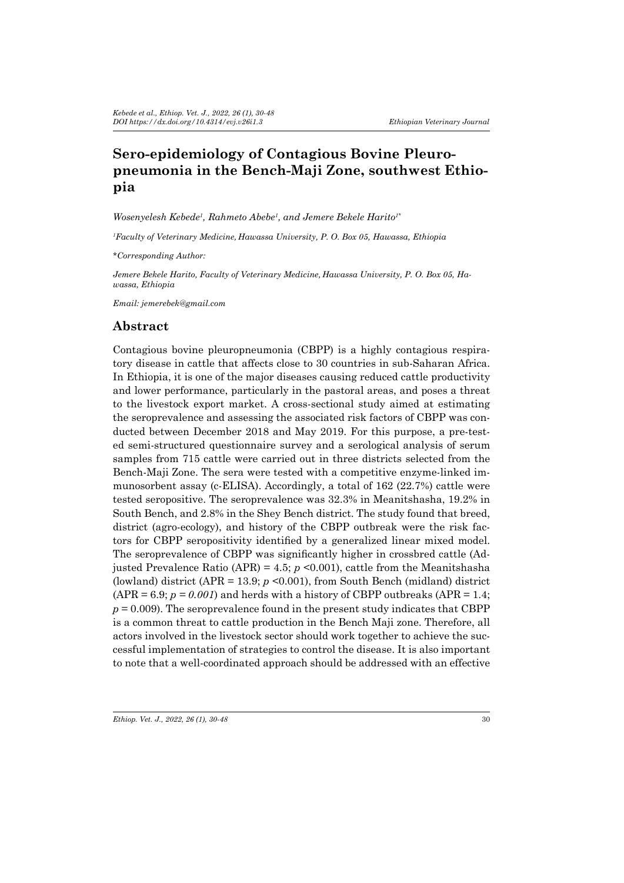# Sero-epidemiology of Contagious Bovine Pleuropneumonia in the Bench-Maji Zone, southwest Ethiopia

*Wosenyelesh Kebede[1], Rahmeto Abebe[1], and Jemere Bekele Harito[1*]*

*[1]Faculty of Veterinary Medicine, Hawassa University, P. O. Box 05, Hawassa, Ethiopia*

*\*Corresponding Author:*

*Jemere Bekele Harito, Faculty of Veterinary Medicine, Hawassa University, P. O. Box 05, Hawassa, Ethiopia*

*Email: jemerebek@gmail.com*

## Abstract

Contagious bovine pleuropneumonia (CBPP) is a highly contagious respiratory disease in cattle that affects close to 30 countries in sub-Saharan Africa. In Ethiopia, it is one of the major diseases causing reduced cattle productivity and lower performance, particularly in the pastoral areas, and poses a threat to the livestock export market. A cross-sectional study aimed at estimating the seroprevalence and assessing the associated risk factors of CBPP was conducted between December 2018 and May 2019. For this purpose, a pre-tested semi-structured questionnaire survey and a serological analysis of serum samples from 715 cattle were carried out in three districts selected from the Bench-Maji Zone. The sera were tested with a competitive enzyme-linked immunosorbent assay (c-ELISA). Accordingly, a total of 162 (22.7%) cattle were tested seropositive. The seroprevalence was 32.3% in Meanitshasha, 19.2% in South Bench, and 2.8% in the Shey Bench district. The study found that breed, district (agro-ecology), and history of the CBPP outbreak were the risk factors for CBPP seropositivity identified by a generalized linear mixed model. The seroprevalence of CBPP was significantly higher in crossbred cattle (Adjusted Prevalence Ratio (APR) = 4.5; $p < 0.001$), cattle from the Meanitshasha (lowland) district (APR = 13.9; $p < 0.001$), from South Bench (midland) district (APR = 6.9; $p = 0.001$) and herds with a history of CBPP outbreaks (APR = 1.4; $p = 0.009$). The seroprevalence found in the present study indicates that CBPP is a common threat to cattle production in the Bench Maji zone. Therefore, all actors involved in the livestock sector should work together to achieve the successful implementation of strategies to control the disease. It is also important to note that a well-coordinated approach should be addressed with an effective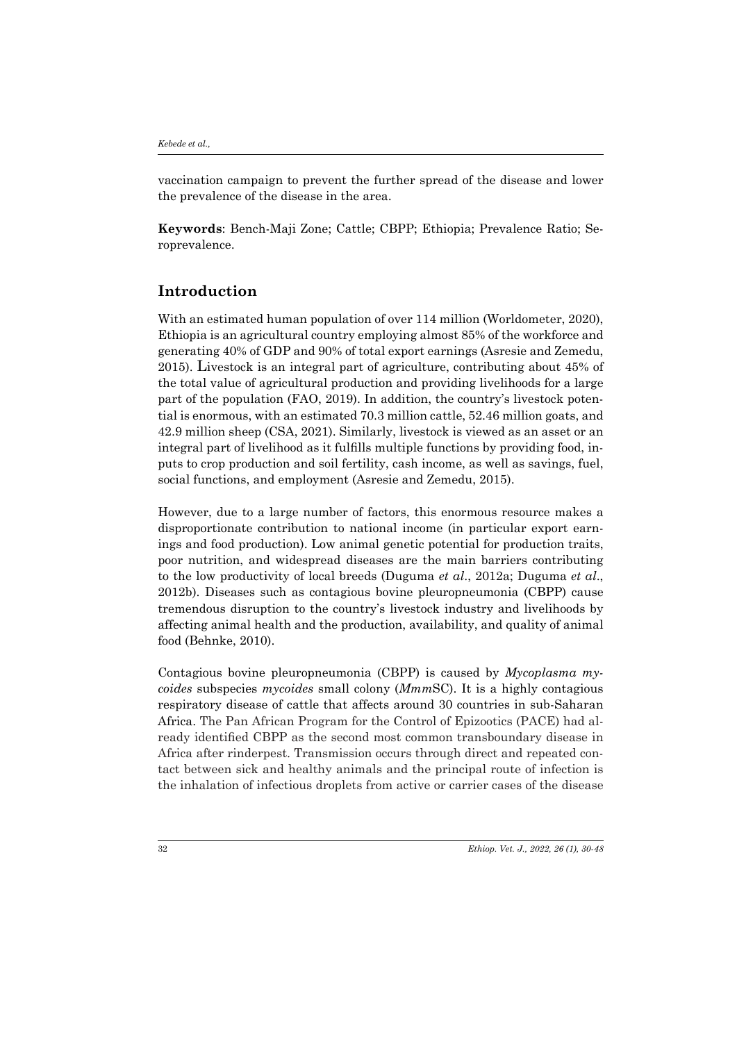vaccination campaign to prevent the further spread of the disease and lower the prevalence of the disease in the area.

**Keywords**: Bench-Maji Zone; Cattle; CBPP; Ethiopia; Prevalence Ratio; Seroprevalence.

## Introduction

With an estimated human population of over 114 million (Worldometer, 2020), Ethiopia is an agricultural country employing almost 85% of the workforce and generating 40% of GDP and 90% of total export earnings (Asresie and Zemedu, 2015). Livestock is an integral part of agriculture, contributing about 45% of the total value of agricultural production and providing livelihoods for a large part of the population (FAO, 2019). In addition, the country's livestock potential is enormous, with an estimated 70.3 million cattle, 52.46 million goats, and 42.9 million sheep (CSA, 2021). Similarly, livestock is viewed as an asset or an integral part of livelihood as it fulfills multiple functions by providing food, inputs to crop production and soil fertility, cash income, as well as savings, fuel, social functions, and employment (Asresie and Zemedu, 2015).

However, due to a large number of factors, this enormous resource makes a disproportionate contribution to national income (in particular export earnings and food production). Low animal genetic potential for production traits, poor nutrition, and widespread diseases are the main barriers contributing to the low productivity of local breeds (Duguma *et al*., 2012a; Duguma *et al*., 2012b). Diseases such as contagious bovine pleuropneumonia (CBPP) cause tremendous disruption to the country's livestock industry and livelihoods by affecting animal health and the production, availability, and quality of animal food (Behnke, 2010).

Contagious bovine pleuropneumonia (CBPP) is caused by *Mycoplasma mycoides* subspecies *mycoides* small colony (*Mmm*SC). It is a highly contagious respiratory disease of cattle that affects around 30 countries in sub-Saharan Africa. The Pan African Program for the Control of Epizootics (PACE) had already identified CBPP as the second most common transboundary disease in Africa after rinderpest. Transmission occurs through direct and repeated contact between sick and healthy animals and the principal route of infection is the inhalation of infectious droplets from active or carrier cases of the disease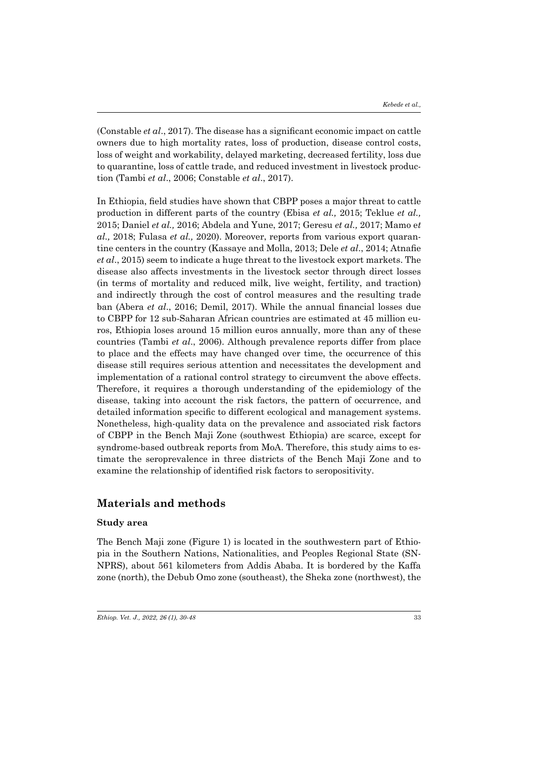(Constable *et al*., 2017). The disease has a significant economic impact on cattle owners due to high mortality rates, loss of production, disease control costs, loss of weight and workability, delayed marketing, decreased fertility, loss due to quarantine, loss of cattle trade, and reduced investment in livestock production (Tambi *et al*., 2006; Constable *et al*., 2017).

In Ethiopia, field studies have shown that CBPP poses a major threat to cattle production in different parts of the country (Ebisa *et al.,* 2015; Teklue *et al.,* 2015; Daniel *et al.,* 2016; Abdela and Yune, 2017; Geresu *et al.,* 2017; Mamo e*t al.,* 2018; Fulasa *et al.,* 2020). Moreover, reports from various export quarantine centers in the country (Kassaye and Molla, 2013; Dele *et al*., 2014; Atnafie *et al*., 2015) seem to indicate a huge threat to the livestock export markets. The disease also affects investments in the livestock sector through direct losses (in terms of mortality and reduced milk, live weight, fertility, and traction) and indirectly through the cost of control measures and the resulting trade ban (Abera *et al*., 2016; Demil, 2017). While the annual financial losses due to CBPP for 12 sub-Saharan African countries are estimated at 45 million euros, Ethiopia loses around 15 million euros annually, more than any of these countries (Tambi *et al*., 2006). Although prevalence reports differ from place to place and the effects may have changed over time, the occurrence of this disease still requires serious attention and necessitates the development and implementation of a rational control strategy to circumvent the above effects. Therefore, it requires a thorough understanding of the epidemiology of the disease, taking into account the risk factors, the pattern of occurrence, and detailed information specific to different ecological and management systems. Nonetheless, high-quality data on the prevalence and associated risk factors of CBPP in the Bench Maji Zone (southwest Ethiopia) are scarce, except for syndrome-based outbreak reports from MoA. Therefore, this study aims to estimate the seroprevalence in three districts of the Bench Maji Zone and to examine the relationship of identified risk factors to seropositivity.

## Materials and methods

### Study area

The Bench Maji zone (Figure 1) is located in the southwestern part of Ethiopia in the Southern Nations, Nationalities, and Peoples Regional State (SNNPRS), about 561 kilometers from Addis Ababa. It is bordered by the Kaffa zone (north), the Debub Omo zone (southeast), the Sheka zone (northwest), the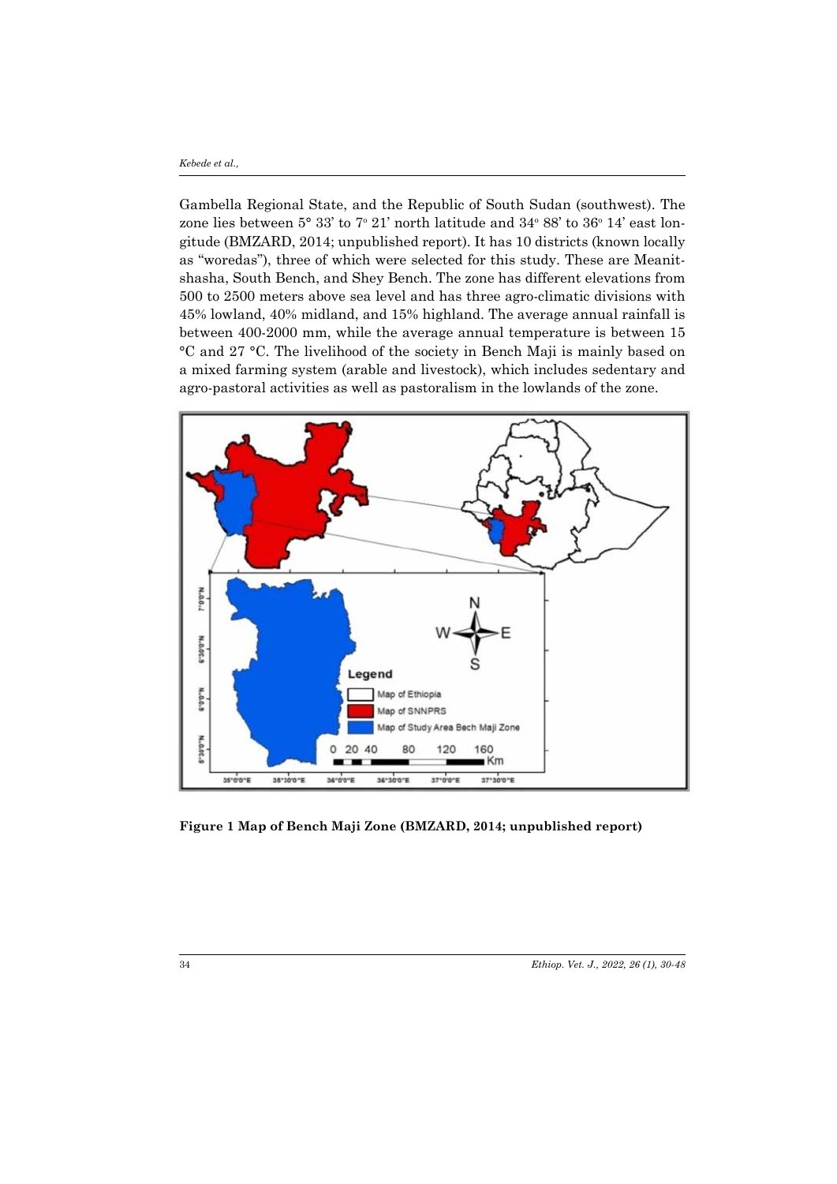Gambella Regional State, and the Republic of South Sudan (southwest). The zone lies between 5° 33' to 7° 21' north latitude and 34° 88' to 36° 14' east longitude (BMZARD, 2014; unpublished report). It has 10 districts (known locally as "woredas"), three of which were selected for this study. These are Meanit-shasha, South Bench, and Shey Bench. The zone has different elevations from 500 to 2500 meters above sea level and has three agro-climatic divisions with 45% lowland, 40% midland, and 15% highland. The average annual rainfall is between 400-2000 mm, while the average annual temperature is between 15 °C and 27 °C. The livelihood of the society in Bench Maji is mainly based on a mixed farming system (arable and livestock), which includes sedentary and agro-pastoral activities as well as pastoralism in the lowlands of the zone.

**Figure 1 Map of Bench Maji Zone (BMZARD, 2014; unpublished report)**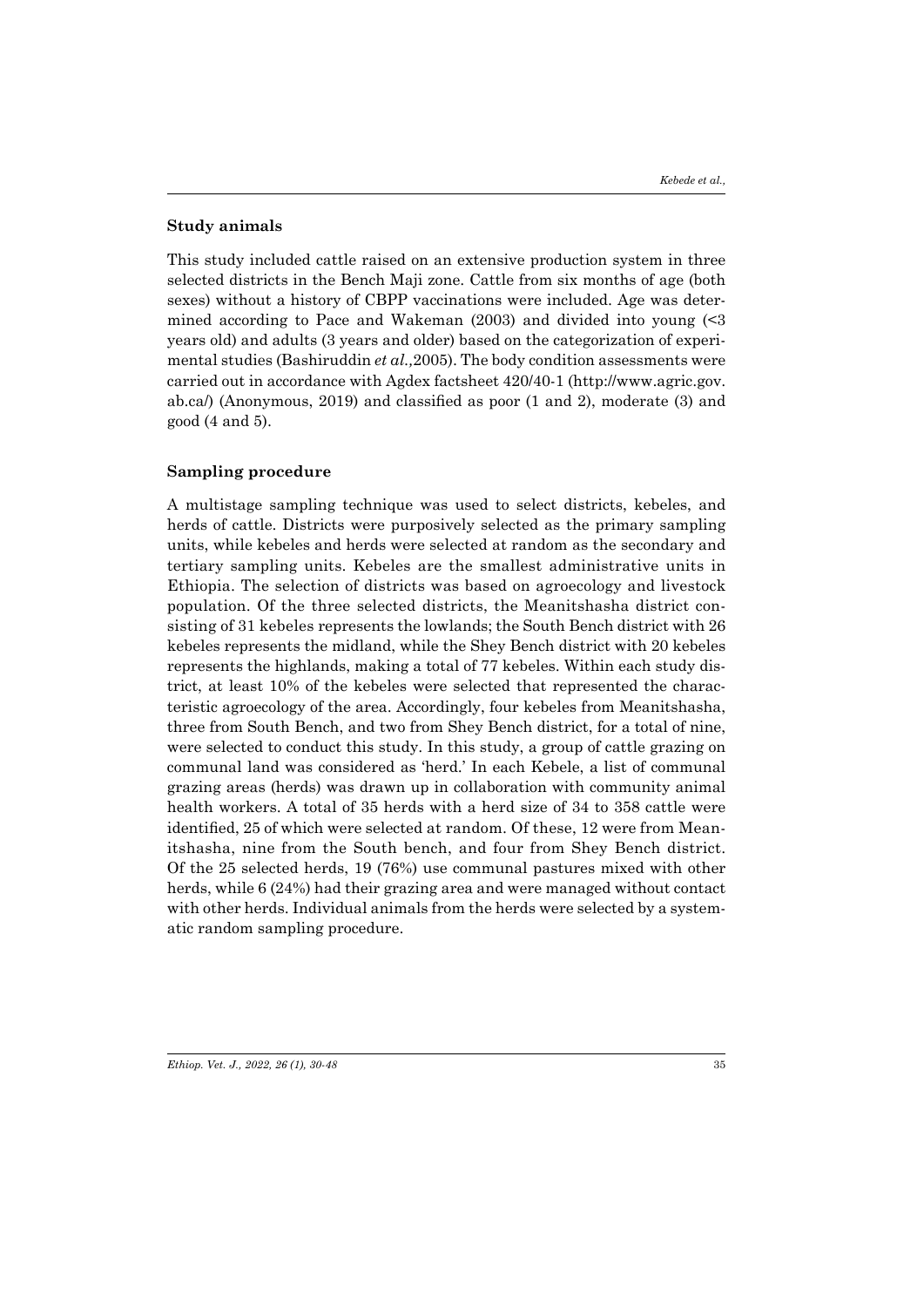## Study animals

This study included cattle raised on an extensive production system in three selected districts in the Bench Maji zone. Cattle from six months of age (both sexes) without a history of CBPP vaccinations were included. Age was determined according to Pace and Wakeman (2003) and divided into young (<3 years old) and adults (3 years and older) based on the categorization of experimental studies (Bashiruddin *et al.,*2005). The body condition assessments were carried out in accordance with Agdex factsheet 420/40-1 (http://www.agric.gov.ab.ca/) (Anonymous, 2019) and classified as poor (1 and 2), moderate (3) and good (4 and 5).

## Sampling procedure

A multistage sampling technique was used to select districts, kebeles, and herds of cattle. Districts were purposively selected as the primary sampling units, while kebeles and herds were selected at random as the secondary and tertiary sampling units. Kebeles are the smallest administrative units in Ethiopia. The selection of districts was based on agroecology and livestock population. Of the three selected districts, the Meanitshasha district consisting of 31 kebeles represents the lowlands; the South Bench district with 26 kebeles represents the midland, while the Shey Bench district with 20 kebeles represents the highlands, making a total of 77 kebeles. Within each study district, at least 10% of the kebeles were selected that represented the characteristic agroecology of the area. Accordingly, four kebeles from Meanitshasha, three from South Bench, and two from Shey Bench district, for a total of nine, were selected to conduct this study. In this study, a group of cattle grazing on communal land was considered as 'herd.' In each Kebele, a list of communal grazing areas (herds) was drawn up in collaboration with community animal health workers. A total of 35 herds with a herd size of 34 to 358 cattle were identified, 25 of which were selected at random. Of these, 12 were from Meanitshasha, nine from the South bench, and four from Shey Bench district. Of the 25 selected herds, 19 (76%) use communal pastures mixed with other herds, while 6 (24%) had their grazing area and were managed without contact with other herds. Individual animals from the herds were selected by a systematic random sampling procedure.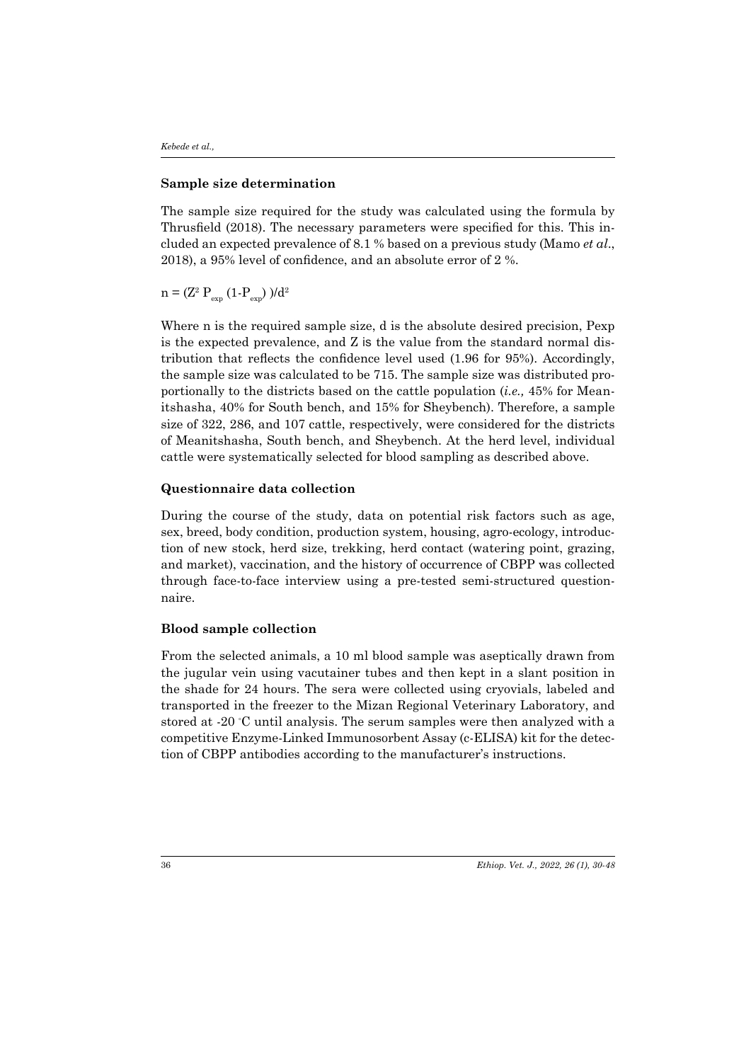### Sample size determination

The sample size required for the study was calculated using the formula by Thrusfield (2018). The necessary parameters were specified for this. This included an expected prevalence of 8.1 % based on a previous study (Mamo *et al*., 2018), a 95% level of confidence, and an absolute error of 2 %.

$$n = (Z^2 P_{exp} (1-P_{exp}))/d^2$$

Where n is the required sample size, d is the absolute desired precision, Pexp is the expected prevalence, and Z is the value from the standard normal distribution that reflects the confidence level used (1.96 for 95%). Accordingly, the sample size was calculated to be 715. The sample size was distributed proportionally to the districts based on the cattle population (*i.e.,* 45% for Meanitshasha, 40% for South bench, and 15% for Sheybench). Therefore, a sample size of 322, 286, and 107 cattle, respectively, were considered for the districts of Meanitshasha, South bench, and Sheybench. At the herd level, individual cattle were systematically selected for blood sampling as described above.

### Questionnaire data collection

During the course of the study, data on potential risk factors such as age, sex, breed, body condition, production system, housing, agro-ecology, introduction of new stock, herd size, trekking, herd contact (watering point, grazing, and market), vaccination, and the history of occurrence of CBPP was collected through face-to-face interview using a pre-tested semi-structured questionnaire.

### Blood sample collection

From the selected animals, a 10 ml blood sample was aseptically drawn from the jugular vein using vacutainer tubes and then kept in a slant position in the shade for 24 hours. The sera were collected using cryovials, labeled and transported in the freezer to the Mizan Regional Veterinary Laboratory, and stored at -20 °C until analysis. The serum samples were then analyzed with a competitive Enzyme-Linked Immunosorbent Assay (c-ELISA) kit for the detection of CBPP antibodies according to the manufacturer's instructions.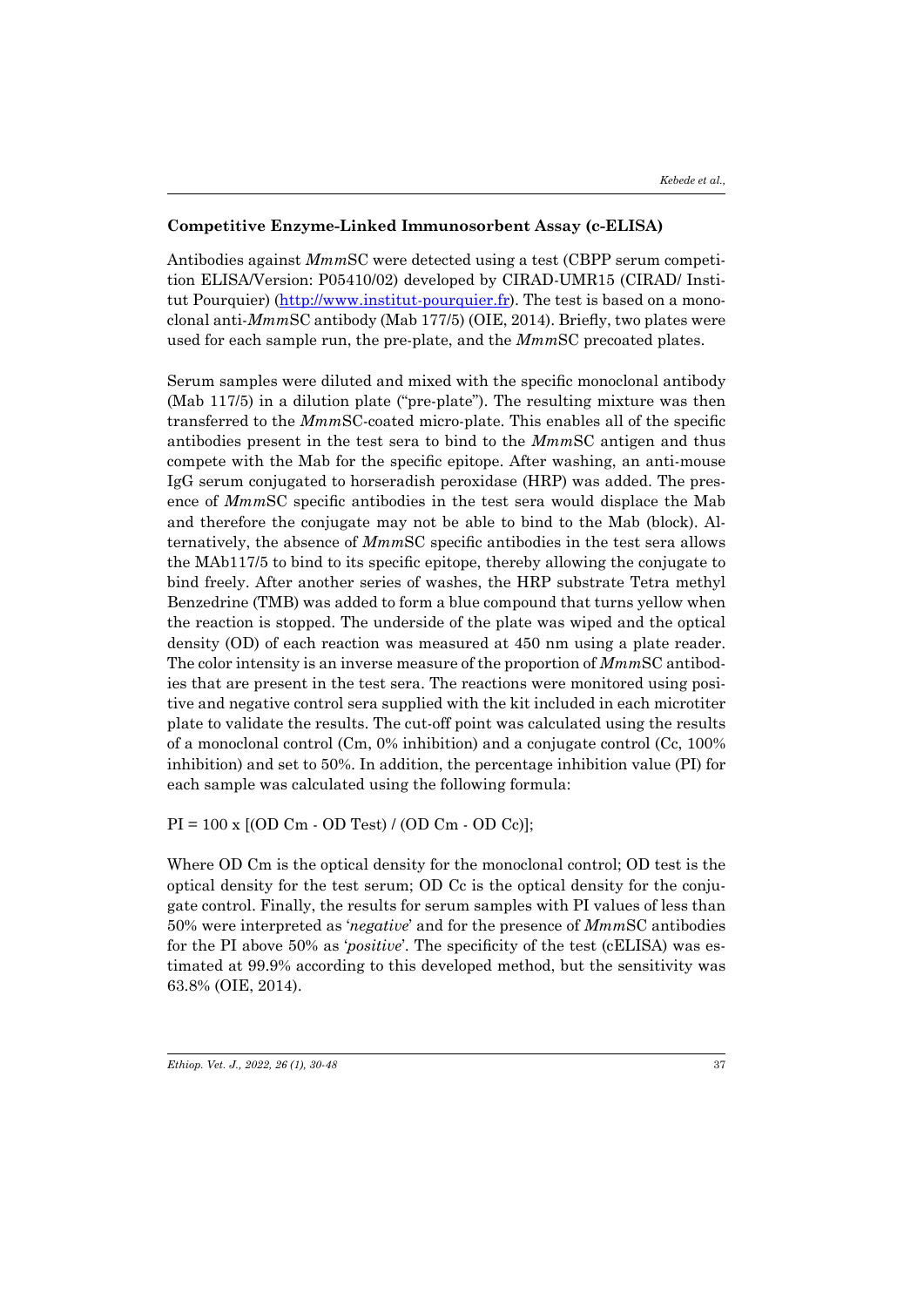**Competitive Enzyme-Linked Immunosorbent Assay (c-ELISA)**

Antibodies against *Mmm*SC were detected using a test (CBPP serum competition ELISA/Version: P05410/02) developed by CIRAD-UMR15 (CIRAD/ Institut Pourquier) (http://www.institut-pourquier.fr). The test is based on a monoclonal anti-*Mmm*SC antibody (Mab 177/5) (OIE, 2014). Briefly, two plates were used for each sample run, the pre-plate, and the *Mmm*SC precoated plates.

Serum samples were diluted and mixed with the specific monoclonal antibody (Mab 117/5) in a dilution plate ("pre-plate"). The resulting mixture was then transferred to the *Mmm*SC-coated micro-plate. This enables all of the specific antibodies present in the test sera to bind to the *Mmm*SC antigen and thus compete with the Mab for the specific epitope. After washing, an anti-mouse IgG serum conjugated to horseradish peroxidase (HRP) was added. The presence of *Mmm*SC specific antibodies in the test sera would displace the Mab and therefore the conjugate may not be able to bind to the Mab (block). Alternatively, the absence of *Mmm*SC specific antibodies in the test sera allows the MAb117/5 to bind to its specific epitope, thereby allowing the conjugate to bind freely. After another series of washes, the HRP substrate Tetra methyl Benzedrine (TMB) was added to form a blue compound that turns yellow when the reaction is stopped. The underside of the plate was wiped and the optical density (OD) of each reaction was measured at 450 nm using a plate reader. The color intensity is an inverse measure of the proportion of *Mmm*SC antibodies that are present in the test sera. The reactions were monitored using positive and negative control sera supplied with the kit included in each microtiter plate to validate the results. The cut-off point was calculated using the results of a monoclonal control (Cm, 0% inhibition) and a conjugate control (Cc, 100% inhibition) and set to 50%. In addition, the percentage inhibition value (PI) for each sample was calculated using the following formula:

$$PI = 100 \times [(OD\ Cm - OD\ Test) / (OD\ Cm - OD\ Cc)];$$

Where OD Cm is the optical density for the monoclonal control; OD test is the optical density for the test serum; OD Cc is the optical density for the conjugate control. Finally, the results for serum samples with PI values of less than 50% were interpreted as '*negative*' and for the presence of *Mmm*SC antibodies for the PI above 50% as '*positive*'. The specificity of the test (cELISA) was estimated at 99.9% according to this developed method, but the sensitivity was 63.8% (OIE, 2014).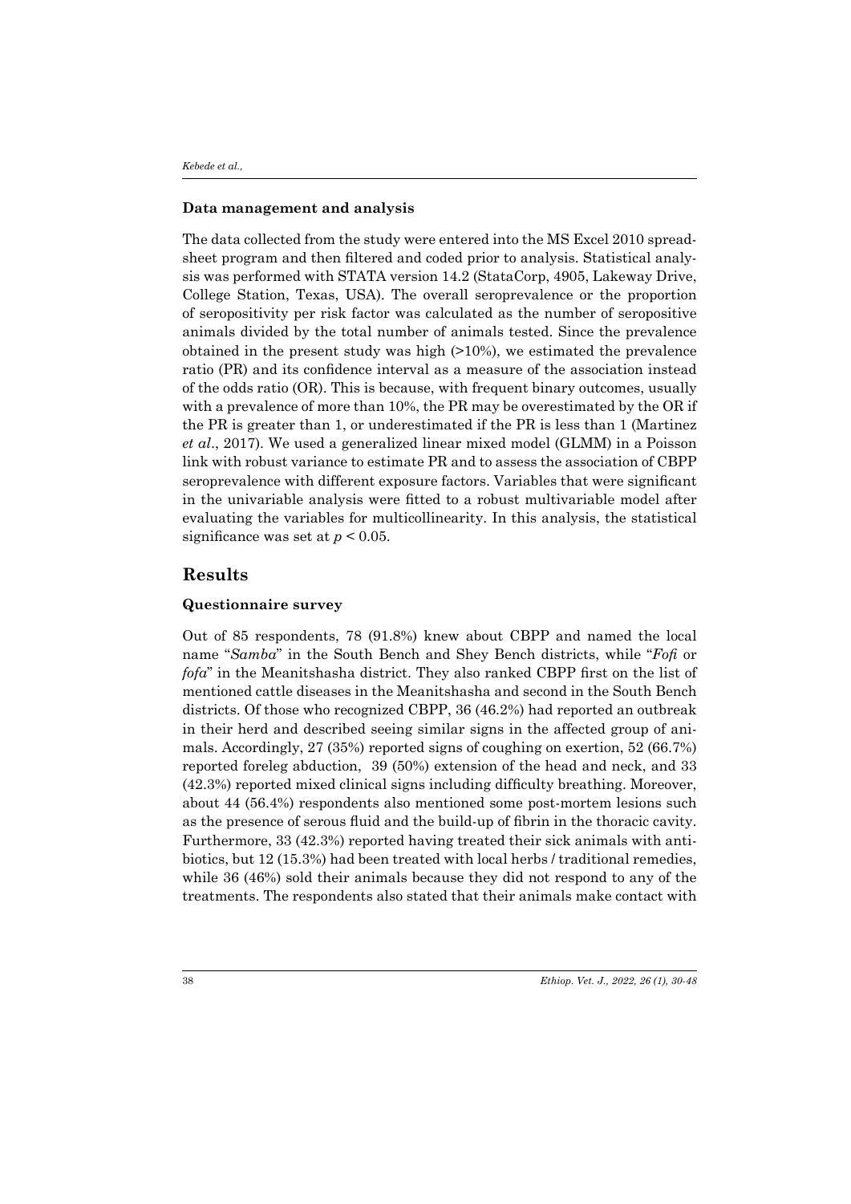### Data management and analysis

The data collected from the study were entered into the MS Excel 2010 spreadsheet program and then filtered and coded prior to analysis. Statistical analysis was performed with STATA version 14.2 (StataCorp, 4905, Lakeway Drive, College Station, Texas, USA). The overall seroprevalence or the proportion of seropositivity per risk factor was calculated as the number of seropositive animals divided by the total number of animals tested. Since the prevalence obtained in the present study was high (>10%), we estimated the prevalence ratio (PR) and its confidence interval as a measure of the association instead of the odds ratio (OR). This is because, with frequent binary outcomes, usually with a prevalence of more than 10%, the PR may be overestimated by the OR if the PR is greater than 1, or underestimated if the PR is less than 1 (Martinez *et al*., 2017). We used a generalized linear mixed model (GLMM) in a Poisson link with robust variance to estimate PR and to assess the association of CBPP seroprevalence with different exposure factors. Variables that were significant in the univariable analysis were fitted to a robust multivariable model after evaluating the variables for multicollinearity. In this analysis, the statistical significance was set at $p < 0.05$.

## Results

### Questionnaire survey

Out of 85 respondents, 78 (91.8%) knew about CBPP and named the local name "*Samba*" in the South Bench and Shey Bench districts, while "*Fofi* or *fofa*" in the Meanitshasha district. They also ranked CBPP first on the list of mentioned cattle diseases in the Meanitshasha and second in the South Bench districts. Of those who recognized CBPP, 36 (46.2%) had reported an outbreak in their herd and described seeing similar signs in the affected group of animals. Accordingly, 27 (35%) reported signs of coughing on exertion, 52 (66.7%) reported foreleg abduction, 39 (50%) extension of the head and neck, and 33 (42.3%) reported mixed clinical signs including difficulty breathing. Moreover, about 44 (56.4%) respondents also mentioned some post-mortem lesions such as the presence of serous fluid and the build-up of fibrin in the thoracic cavity. Furthermore, 33 (42.3%) reported having treated their sick animals with antibiotics, but 12 (15.3%) had been treated with local herbs / traditional remedies, while 36 (46%) sold their animals because they did not respond to any of the treatments. The respondents also stated that their animals make contact with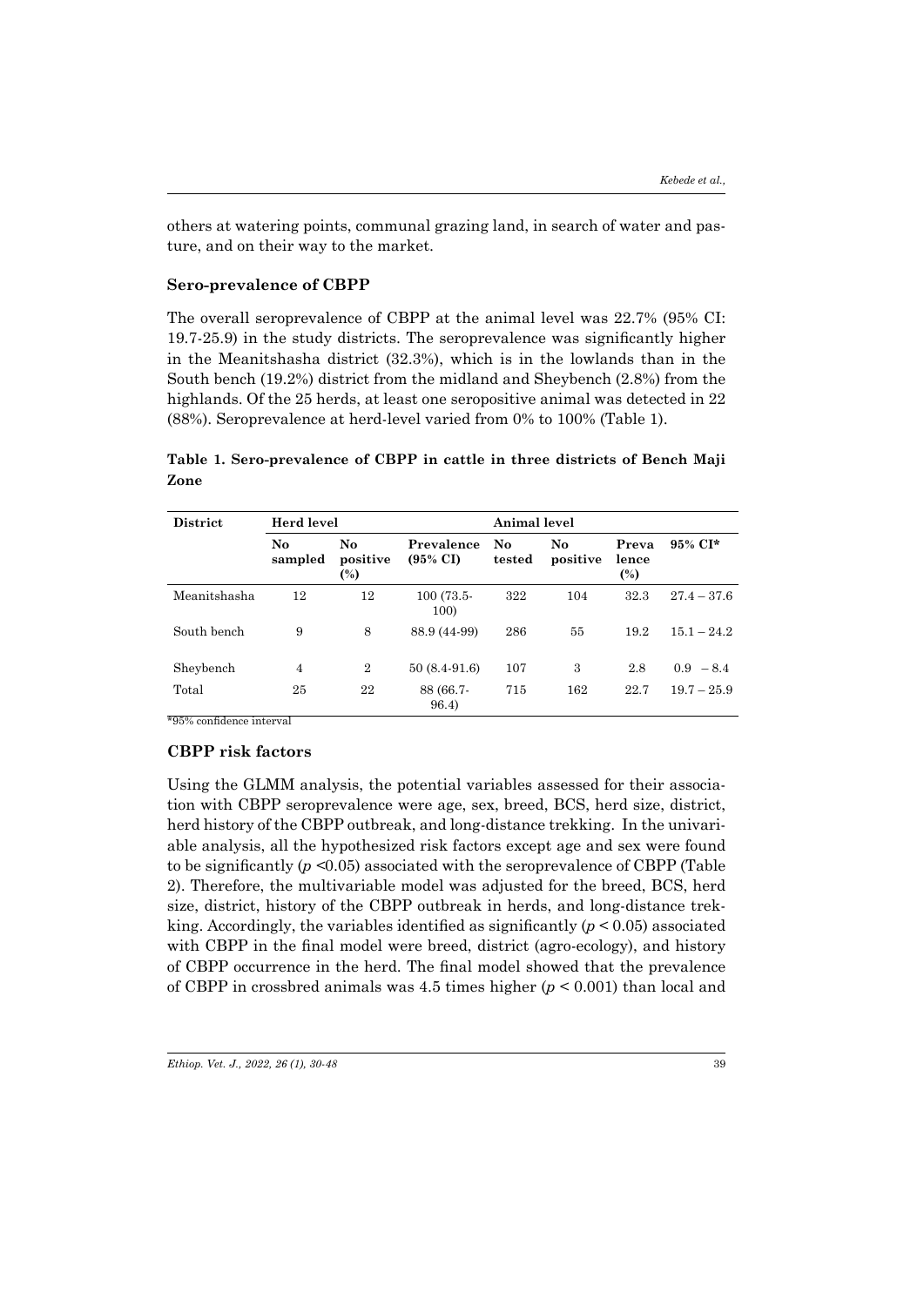others at watering points, communal grazing land, in search of water and pasture, and on their way to the market.

### Sero-prevalence of CBPP

The overall seroprevalence of CBPP at the animal level was 22.7% (95% CI: 19.7-25.9) in the study districts. The seroprevalence was significantly higher in the Meanitshasha district (32.3%), which is in the lowlands than in the South bench (19.2%) district from the midland and Sheybench (2.8%) from the highlands. Of the 25 herds, at least one seropositive animal was detected in 22 (88%). Seroprevalence at herd-level varied from 0% to 100% (Table 1).

**Table 1. Sero-prevalence of CBPP in cattle in three districts of Bench Maji Zone**

| District | Herd level | | | Animal level | | | |
|---|---|---|---|---|---|---|---|
| | No sampled | No positive (%) | Prevalence (95% CI) | No tested | No positive | Prevalence (%) | 95% CI* |
| Meanitshasha | 12 | 12 | 100 (73.5-100) | 322 | 104 | 32.3 | 27.4 – 37.6 |
| South bench | 9 | 8 | 88.9 (44-99) | 286 | 55 | 19.2 | 15.1 – 24.2 |
| Sheybench | 4 | 2 | 50 (8.4-91.6) | 107 | 3 | 2.8 | 0.9 – 8.4 |
| Total | 25 | 22 | 88 (66.7-96.4) | 715 | 162 | 22.7 | 19.7 – 25.9 |

*95% confidence interval

### CBPP risk factors

Using the GLMM analysis, the potential variables assessed for their association with CBPP seroprevalence were age, sex, breed, BCS, herd size, district, herd history of the CBPP outbreak, and long-distance trekking. In the univariable analysis, all the hypothesized risk factors except age and sex were found to be significantly ($p < 0.05$) associated with the seroprevalence of CBPP (Table 2). Therefore, the multivariable model was adjusted for the breed, BCS, herd size, district, history of the CBPP outbreak in herds, and long-distance trekking. Accordingly, the variables identified as significantly ($p < 0.05$) associated with CBPP in the final model were breed, district (agro-ecology), and history of CBPP occurrence in the herd. The final model showed that the prevalence of CBPP in crossbred animals was 4.5 times higher ($p < 0.001$) than local and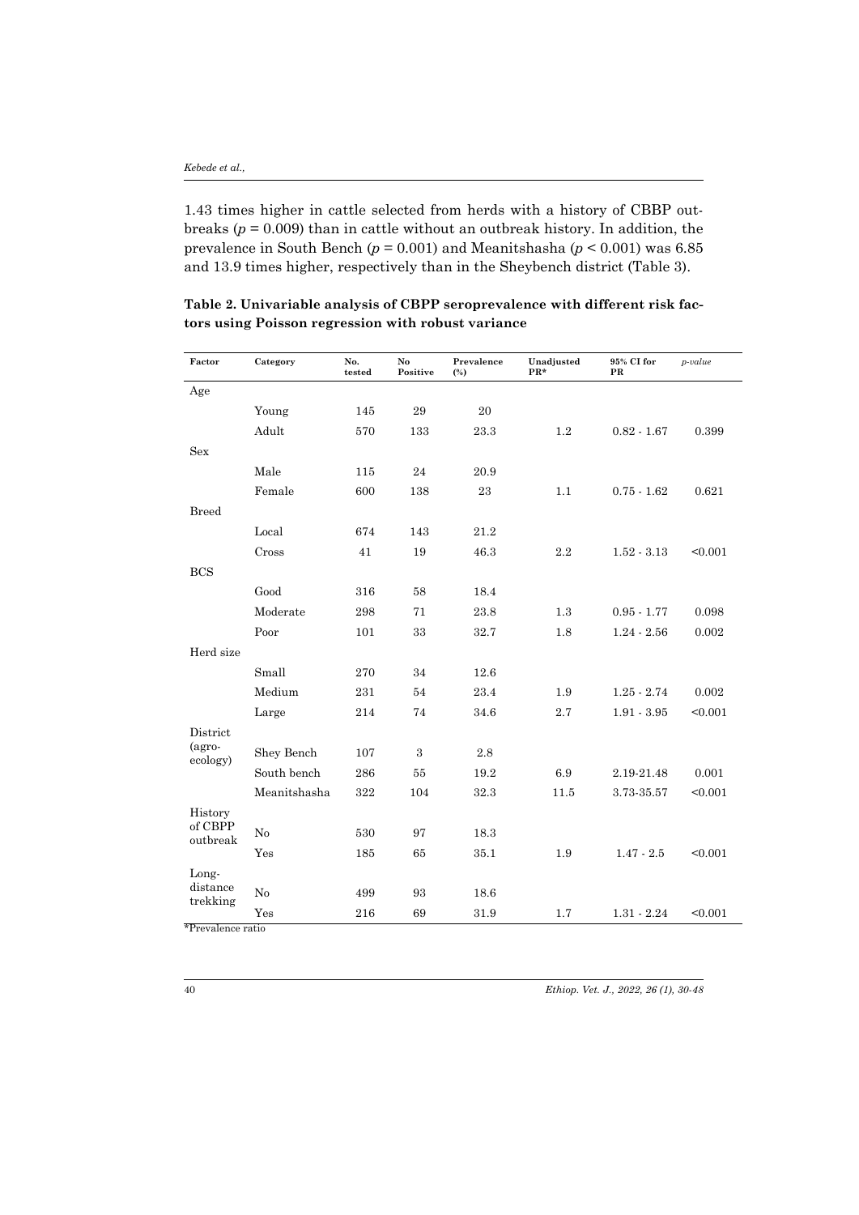1.43 times higher in cattle selected from herds with a history of CBBP outbreaks ($p = 0.009$) than in cattle without an outbreak history. In addition, the prevalence in South Bench ($p = 0.001$) and Meanitshasha ($p < 0.001$) was 6.85 and 13.9 times higher, respectively than in the Sheybench district (Table 3).

**Table 2. Univariable analysis of CBPP seroprevalence with different risk factors using Poisson regression with robust variance**

| Factor | Category | No. tested | No Positive | Prevalence (%) | Unadjusted PR* | 95% CI for PR | *p-value* |
|---|---|---|---|---|---|---|---|
| Age | | | | | | | |
| | Young | 145 | 29 | 20 | | | |
| | Adult | 570 | 133 | 23.3 | 1.2 | 0.82 - 1.67 | 0.399 |
| Sex | | | | | | | |
| | Male | 115 | 24 | 20.9 | | | |
| | Female | 600 | 138 | 23 | 1.1 | 0.75 - 1.62 | 0.621 |
| Breed | | | | | | | |
| | Local | 674 | 143 | 21.2 | | | |
| | Cross | 41 | 19 | 46.3 | 2.2 | 1.52 - 3.13 | <0.001 |
| BCS | | | | | | | |
| | Good | 316 | 58 | 18.4 | | | |
| | Moderate | 298 | 71 | 23.8 | 1.3 | 0.95 - 1.77 | 0.098 |
| | Poor | 101 | 33 | 32.7 | 1.8 | 1.24 - 2.56 | 0.002 |
| Herd size | | | | | | | |
| | Small | 270 | 34 | 12.6 | | | |
| | Medium | 231 | 54 | 23.4 | 1.9 | 1.25 - 2.74 | 0.002 |
| | Large | 214 | 74 | 34.6 | 2.7 | 1.91 - 3.95 | <0.001 |
| District (agro-ecology) | Shey Bench | 107 | 3 | 2.8 | | | |
| | South bench | 286 | 55 | 19.2 | 6.9 | 2.19-21.48 | 0.001 |
| | Meanitshasha | 322 | 104 | 32.3 | 11.5 | 3.73-35.57 | <0.001 |
| History of CBPP outbreak | No | 530 | 97 | 18.3 | | | |
| | Yes | 185 | 65 | 35.1 | 1.9 | 1.47 - 2.5 | <0.001 |
| Long-distance trekking | No | 499 | 93 | 18.6 | | | |
| | Yes | 216 | 69 | 31.9 | 1.7 | 1.31 - 2.24 | <0.001 |

*Prevalence ratio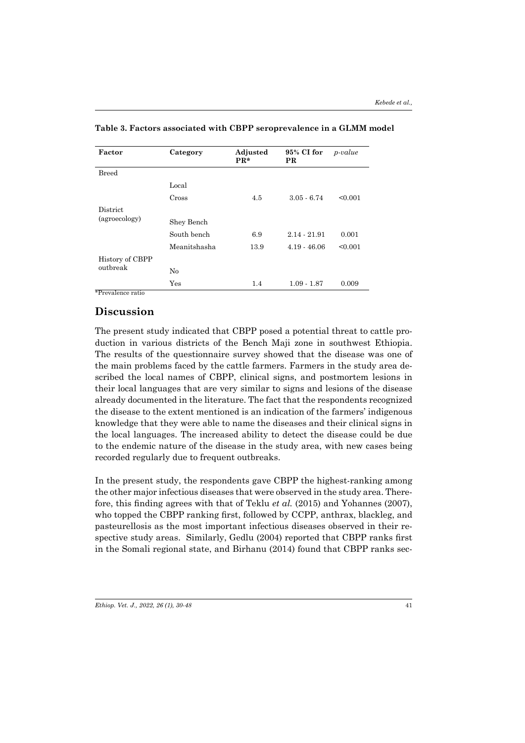**Table 3. Factors associated with CBPP seroprevalence in a GLMM model**

| Factor | Category | Adjusted PR* | 95% CI for PR | *p-value* |
|---|---|---|---|---|
| Breed | | | | |
| | Local | | | |
| | Cross | 4.5 | 3.05 - 6.74 | <0.001 |
| District (agroecology) | Shey Bench | | | |
| | South bench | 6.9 | 2.14 - 21.91 | 0.001 |
| | Meanitshasha | 13.9 | 4.19 - 46.06 | <0.001 |
| History of CBPP outbreak | No | | | |
| | Yes | 1.4 | 1.09 - 1.87 | 0.009 |

*Prevalence ratio

## Discussion

The present study indicated that CBPP posed a potential threat to cattle production in various districts of the Bench Maji zone in southwest Ethiopia. The results of the questionnaire survey showed that the disease was one of the main problems faced by the cattle farmers. Farmers in the study area described the local names of CBPP, clinical signs, and postmortem lesions in their local languages that are very similar to signs and lesions of the disease already documented in the literature. The fact that the respondents recognized the disease to the extent mentioned is an indication of the farmers' indigenous knowledge that they were able to name the diseases and their clinical signs in the local languages. The increased ability to detect the disease could be due to the endemic nature of the disease in the study area, with new cases being recorded regularly due to frequent outbreaks.

In the present study, the respondents gave CBPP the highest-ranking among the other major infectious diseases that were observed in the study area. Therefore, this finding agrees with that of Teklu *et al.* (2015) and Yohannes (2007), who topped the CBPP ranking first, followed by CCPP, anthrax, blackleg, and pasteurellosis as the most important infectious diseases observed in their respective study areas. Similarly, Gedlu (2004) reported that CBPP ranks first in the Somali regional state, and Birhanu (2014) found that CBPP ranks sec-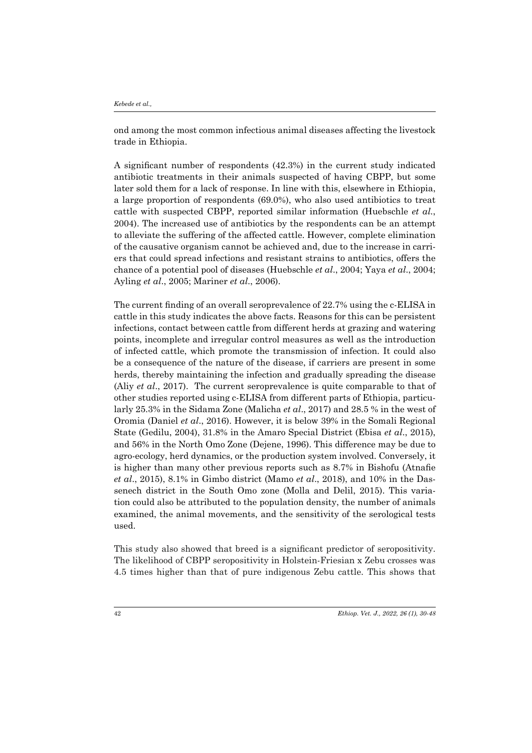ond among the most common infectious animal diseases affecting the livestock trade in Ethiopia.

A significant number of respondents (42.3%) in the current study indicated antibiotic treatments in their animals suspected of having CBPP, but some later sold them for a lack of response. In line with this, elsewhere in Ethiopia, a large proportion of respondents (69.0%), who also used antibiotics to treat cattle with suspected CBPP, reported similar information (Huebschle *et al.*, 2004). The increased use of antibiotics by the respondents can be an attempt to alleviate the suffering of the affected cattle. However, complete elimination of the causative organism cannot be achieved and, due to the increase in carriers that could spread infections and resistant strains to antibiotics, offers the chance of a potential pool of diseases (Huebschle *et al*., 2004; Yaya *et al*., 2004; Ayling *et al*., 2005; Mariner *et al*., 2006).

The current finding of an overall seroprevalence of 22.7% using the c-ELISA in cattle in this study indicates the above facts. Reasons for this can be persistent infections, contact between cattle from different herds at grazing and watering points, incomplete and irregular control measures as well as the introduction of infected cattle, which promote the transmission of infection. It could also be a consequence of the nature of the disease, if carriers are present in some herds, thereby maintaining the infection and gradually spreading the disease (Aliy *et al*., 2017). The current seroprevalence is quite comparable to that of other studies reported using c-ELISA from different parts of Ethiopia, particularly 25.3% in the Sidama Zone (Malicha *et al*., 2017) and 28.5 % in the west of Oromia (Daniel *et al*., 2016). However, it is below 39% in the Somali Regional State (Gedilu, 2004), 31.8% in the Amaro Special District (Ebisa *et al*., 2015), and 56% in the North Omo Zone (Dejene, 1996). This difference may be due to agro-ecology, herd dynamics, or the production system involved. Conversely, it is higher than many other previous reports such as 8.7% in Bishofu (Atnafie *et al*., 2015), 8.1% in Gimbo district (Mamo *et al*., 2018), and 10% in the Dassenech district in the South Omo zone (Molla and Delil, 2015). This variation could also be attributed to the population density, the number of animals examined, the animal movements, and the sensitivity of the serological tests used.

This study also showed that breed is a significant predictor of seropositivity. The likelihood of CBPP seropositivity in Holstein-Friesian x Zebu crosses was 4.5 times higher than that of pure indigenous Zebu cattle. This shows that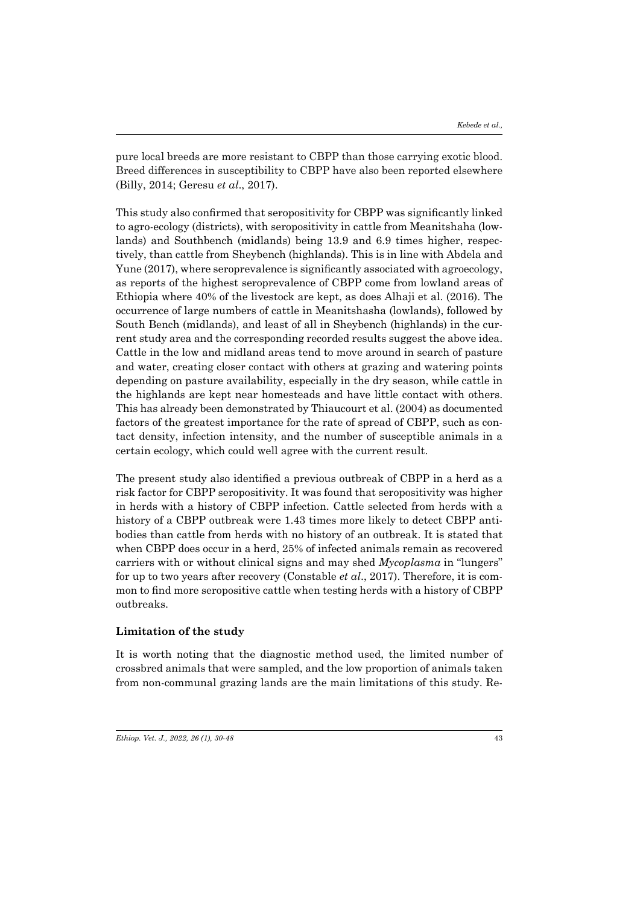pure local breeds are more resistant to CBPP than those carrying exotic blood. Breed differences in susceptibility to CBPP have also been reported elsewhere (Billy, 2014; Geresu *et al*., 2017).

This study also confirmed that seropositivity for CBPP was significantly linked to agro-ecology (districts), with seropositivity in cattle from Meanitshaha (lowlands) and Southbench (midlands) being 13.9 and 6.9 times higher, respectively, than cattle from Sheybench (highlands). This is in line with Abdela and Yune (2017), where seroprevalence is significantly associated with agroecology, as reports of the highest seroprevalence of CBPP come from lowland areas of Ethiopia where 40% of the livestock are kept, as does Alhaji et al. (2016). The occurrence of large numbers of cattle in Meanitshasha (lowlands), followed by South Bench (midlands), and least of all in Sheybench (highlands) in the current study area and the corresponding recorded results suggest the above idea. Cattle in the low and midland areas tend to move around in search of pasture and water, creating closer contact with others at grazing and watering points depending on pasture availability, especially in the dry season, while cattle in the highlands are kept near homesteads and have little contact with others. This has already been demonstrated by Thiaucourt et al. (2004) as documented factors of the greatest importance for the rate of spread of CBPP, such as contact density, infection intensity, and the number of susceptible animals in a certain ecology, which could well agree with the current result.

The present study also identified a previous outbreak of CBPP in a herd as a risk factor for CBPP seropositivity. It was found that seropositivity was higher in herds with a history of CBPP infection. Cattle selected from herds with a history of a CBPP outbreak were 1.43 times more likely to detect CBPP antibodies than cattle from herds with no history of an outbreak. It is stated that when CBPP does occur in a herd, 25% of infected animals remain as recovered carriers with or without clinical signs and may shed *Mycoplasma* in "lungers" for up to two years after recovery (Constable *et al*., 2017). Therefore, it is common to find more seropositive cattle when testing herds with a history of CBPP outbreaks.

**Limitation of the study**

It is worth noting that the diagnostic method used, the limited number of crossbred animals that were sampled, and the low proportion of animals taken from non-communal grazing lands are the main limitations of this study. Re-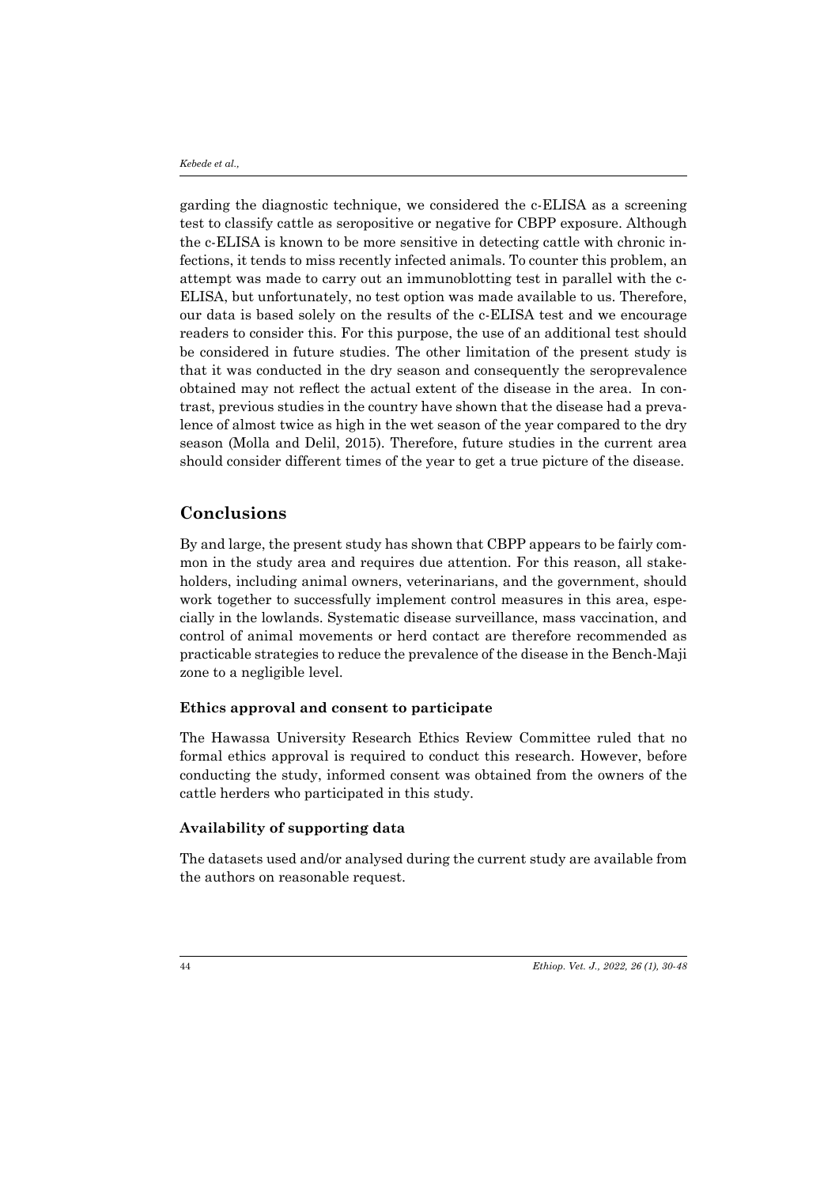garding the diagnostic technique, we considered the c-ELISA as a screening test to classify cattle as seropositive or negative for CBPP exposure. Although the c-ELISA is known to be more sensitive in detecting cattle with chronic infections, it tends to miss recently infected animals. To counter this problem, an attempt was made to carry out an immunoblotting test in parallel with the c-ELISA, but unfortunately, no test option was made available to us. Therefore, our data is based solely on the results of the c-ELISA test and we encourage readers to consider this. For this purpose, the use of an additional test should be considered in future studies. The other limitation of the present study is that it was conducted in the dry season and consequently the seroprevalence obtained may not reflect the actual extent of the disease in the area. In contrast, previous studies in the country have shown that the disease had a prevalence of almost twice as high in the wet season of the year compared to the dry season (Molla and Delil, 2015). Therefore, future studies in the current area should consider different times of the year to get a true picture of the disease.

## Conclusions

By and large, the present study has shown that CBPP appears to be fairly common in the study area and requires due attention. For this reason, all stakeholders, including animal owners, veterinarians, and the government, should work together to successfully implement control measures in this area, especially in the lowlands. Systematic disease surveillance, mass vaccination, and control of animal movements or herd contact are therefore recommended as practicable strategies to reduce the prevalence of the disease in the Bench-Maji zone to a negligible level.

### Ethics approval and consent to participate

The Hawassa University Research Ethics Review Committee ruled that no formal ethics approval is required to conduct this research. However, before conducting the study, informed consent was obtained from the owners of the cattle herders who participated in this study.

### Availability of supporting data

The datasets used and/or analysed during the current study are available from the authors on reasonable request.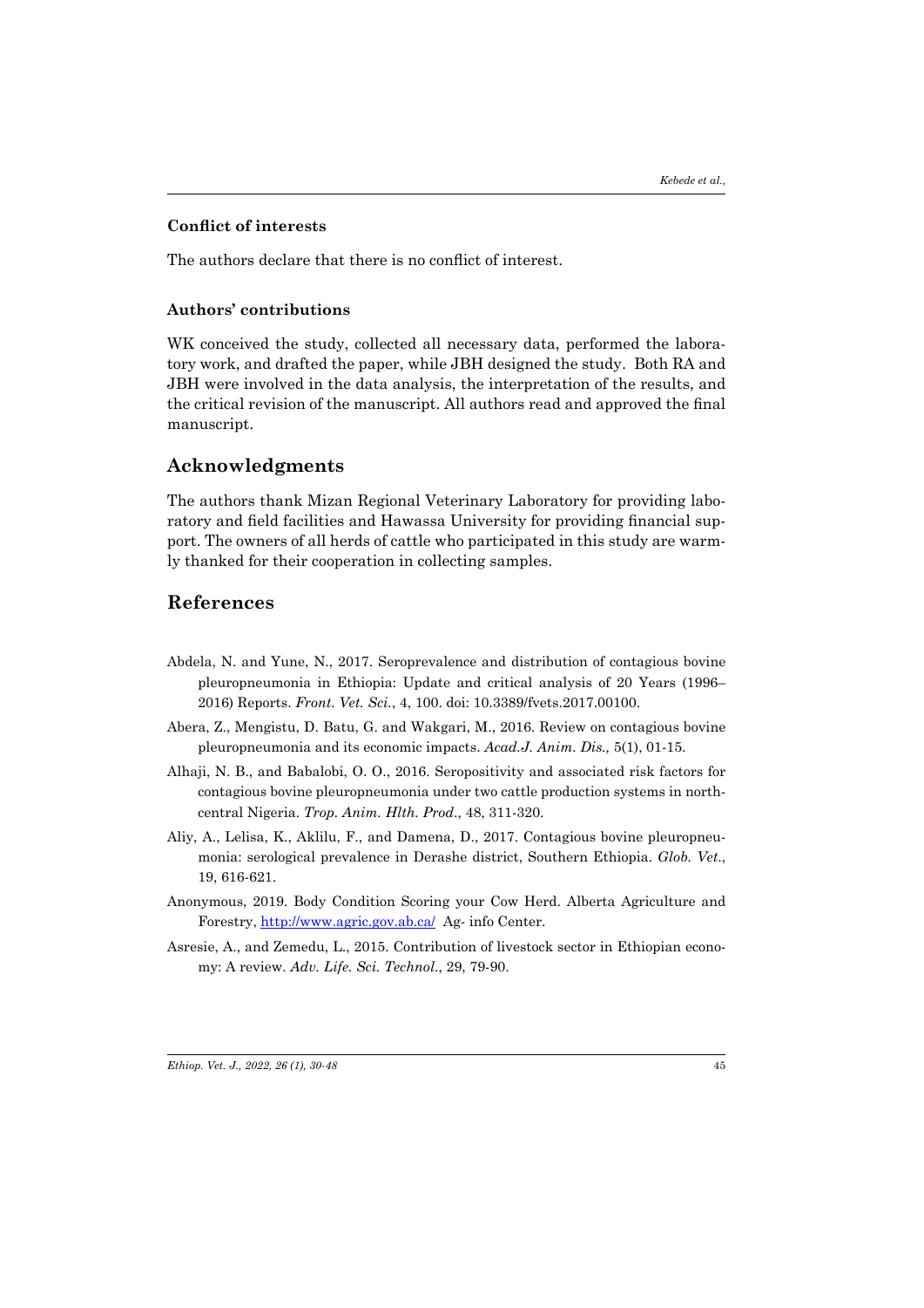### Conflict of interests

The authors declare that there is no conflict of interest.

### Authors' contributions

WK conceived the study, collected all necessary data, performed the laboratory work, and drafted the paper, while JBH designed the study. Both RA and JBH were involved in the data analysis, the interpretation of the results, and the critical revision of the manuscript. All authors read and approved the final manuscript.

## Acknowledgments

The authors thank Mizan Regional Veterinary Laboratory for providing laboratory and field facilities and Hawassa University for providing financial support. The owners of all herds of cattle who participated in this study are warmly thanked for their cooperation in collecting samples.

## References

Abdela, N. and Yune, N., 2017. Seroprevalence and distribution of contagious bovine pleuropneumonia in Ethiopia: Update and critical analysis of 20 Years (1996–2016) Reports. *Front. Vet. Sci.*, 4, 100. doi: 10.3389/fvets.2017.00100.

Abera, Z., Mengistu, D. Batu, G. and Wakgari, M., 2016. Review on contagious bovine pleuropneumonia and its economic impacts. *Acad.J. Anim. Dis.,* 5(1), 01-15.

Alhaji, N. B., and Babalobi, O. O., 2016. Seropositivity and associated risk factors for contagious bovine pleuropneumonia under two cattle production systems in north-central Nigeria. *Trop. Anim. Hlth. Prod*., 48, 311-320.

Aliy, A., Lelisa, K., Aklilu, F., and Damena, D., 2017. Contagious bovine pleuropneumonia: serological prevalence in Derashe district, Southern Ethiopia. *Glob. Vet*., 19, 616-621.

Anonymous, 2019. Body Condition Scoring your Cow Herd. Alberta Agriculture and Forestry, http://www.agric.gov.ab.ca/ Ag- info Center.

Asresie, A., and Zemedu, L., 2015. Contribution of livestock sector in Ethiopian economy: A review. *Adv. Life. Sci. Technol.*, 29, 79-90.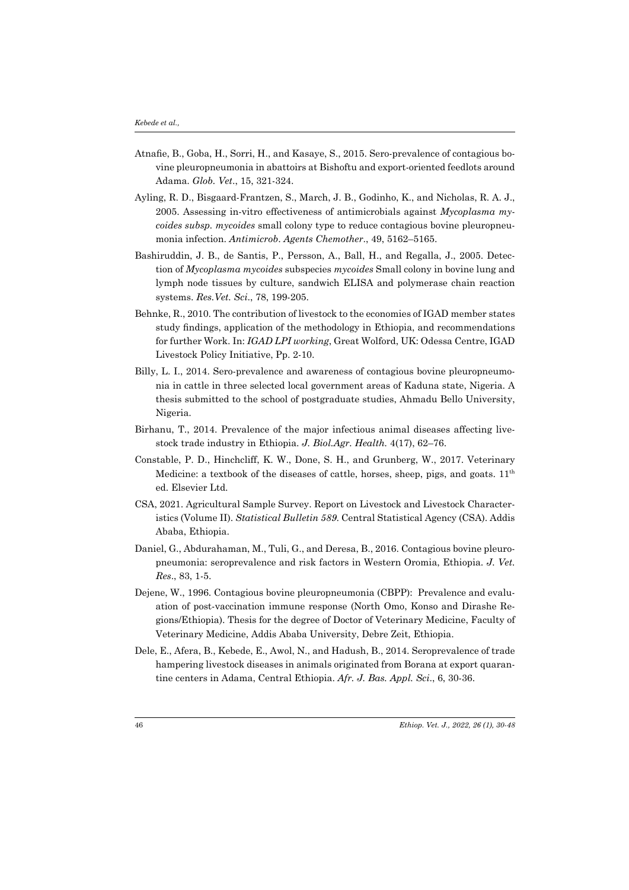Atnafie, B., Goba, H., Sorri, H., and Kasaye, S., 2015. Sero-prevalence of contagious bovine pleuropneumonia in abattoirs at Bishoftu and export-oriented feedlots around Adama. *Glob. Vet*., 15, 321-324.

Ayling, R. D., Bisgaard-Frantzen, S., March, J. B., Godinho, K., and Nicholas, R. A. J., 2005. Assessing in-vitro effectiveness of antimicrobials against *Mycoplasma mycoides subsp. mycoides* small colony type to reduce contagious bovine pleuropneumonia infection. *Antimicrob. Agents Chemother*., 49, 5162–5165.

Bashiruddin, J. B., de Santis, P., Persson, A., Ball, H., and Regalla, J., 2005. Detection of *Mycoplasma mycoides* subspecies *mycoides* Small colony in bovine lung and lymph node tissues by culture, sandwich ELISA and polymerase chain reaction systems. *Res.Vet. Sci*., 78, 199-205.

Behnke, R., 2010. The contribution of livestock to the economies of IGAD member states study findings, application of the methodology in Ethiopia, and recommendations for further Work. In: *IGAD LPI working*, Great Wolford, UK: Odessa Centre, IGAD Livestock Policy Initiative, Pp. 2-10.

Billy, L. I., 2014. Sero-prevalence and awareness of contagious bovine pleuropneumonia in cattle in three selected local government areas of Kaduna state, Nigeria. A thesis submitted to the school of postgraduate studies, Ahmadu Bello University, Nigeria.

Birhanu, T., 2014. Prevalence of the major infectious animal diseases affecting livestock trade industry in Ethiopia. *J. Biol.Agr. Health.* 4(17), 62–76.

Constable, P. D., Hinchcliff, K. W., Done, S. H., and Grunberg, W., 2017. Veterinary Medicine: a textbook of the diseases of cattle, horses, sheep, pigs, and goats. 11th ed. Elsevier Ltd.

CSA, 2021. Agricultural Sample Survey. Report on Livestock and Livestock Characteristics (Volume II). *Statistical Bulletin 589.* Central Statistical Agency (CSA). Addis Ababa, Ethiopia.

Daniel, G., Abdurahaman, M., Tuli, G., and Deresa, B., 2016. Contagious bovine pleuropneumonia: seroprevalence and risk factors in Western Oromia, Ethiopia. *J. Vet. Res*., 83, 1-5.

Dejene, W., 1996. Contagious bovine pleuropneumonia (CBPP): Prevalence and evaluation of post-vaccination immune response (North Omo, Konso and Dirashe Regions/Ethiopia). Thesis for the degree of Doctor of Veterinary Medicine, Faculty of Veterinary Medicine, Addis Ababa University, Debre Zeit, Ethiopia.

Dele, E., Afera, B., Kebede, E., Awol, N., and Hadush, B., 2014. Seroprevalence of trade hampering livestock diseases in animals originated from Borana at export quarantine centers in Adama, Central Ethiopia. *Afr. J. Bas. Appl. Sci*., 6, 30-36.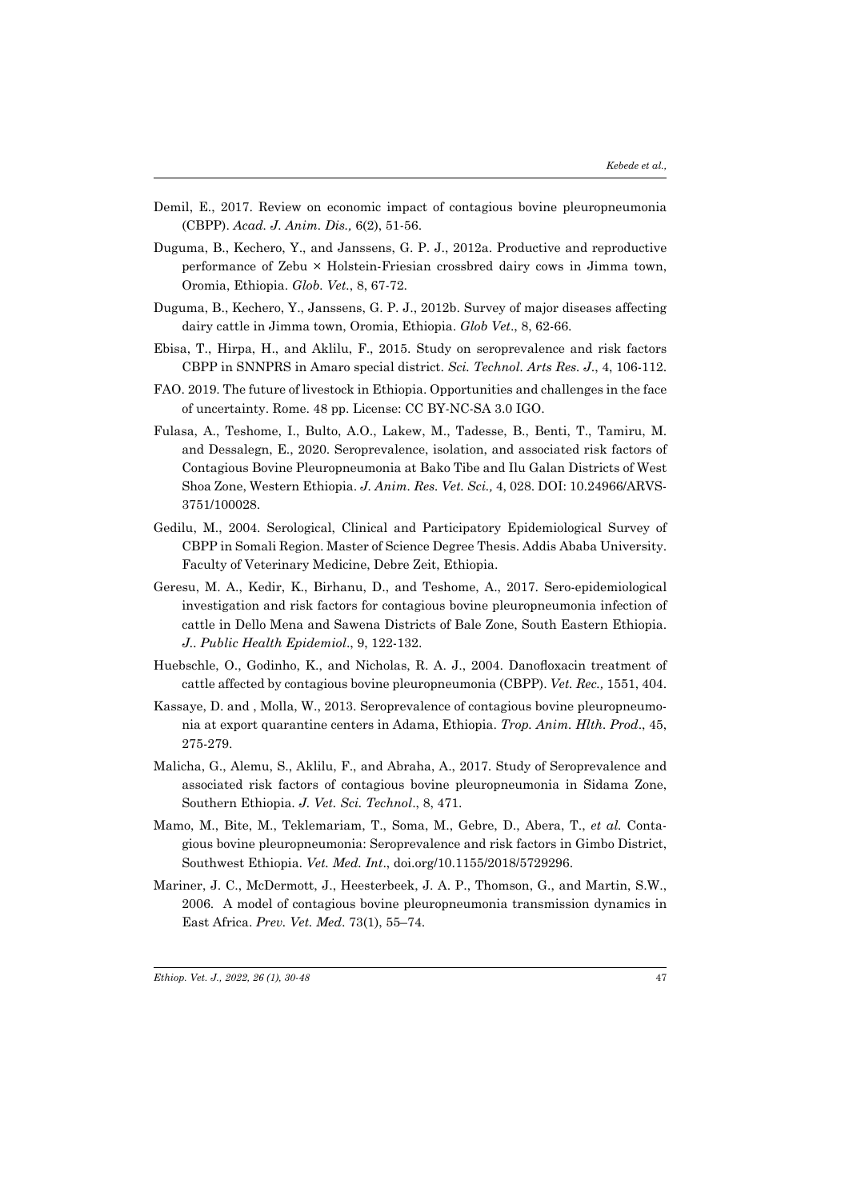Demil, E., 2017. Review on economic impact of contagious bovine pleuropneumonia (CBPP). *Acad. J. Anim. Dis.,* 6(2), 51-56.

Duguma, B., Kechero, Y., and Janssens, G. P. J., 2012a. Productive and reproductive performance of Zebu × Holstein-Friesian crossbred dairy cows in Jimma town, Oromia, Ethiopia. *Glob. Vet*., 8, 67-72.

Duguma, B., Kechero, Y., Janssens, G. P. J., 2012b. Survey of major diseases affecting dairy cattle in Jimma town, Oromia, Ethiopia. *Glob Vet*., 8, 62-66.

Ebisa, T., Hirpa, H., and Aklilu, F., 2015. Study on seroprevalence and risk factors CBPP in SNNPRS in Amaro special district. *Sci. Technol. Arts Res. J*., 4, 106-112.

FAO. 2019. The future of livestock in Ethiopia. Opportunities and challenges in the face of uncertainty. Rome. 48 pp. License: CC BY-NC-SA 3.0 IGO.

Fulasa, A., Teshome, I., Bulto, A.O., Lakew, M., Tadesse, B., Benti, T., Tamiru, M. and Dessalegn, E., 2020. Seroprevalence, isolation, and associated risk factors of Contagious Bovine Pleuropneumonia at Bako Tibe and Ilu Galan Districts of West Shoa Zone, Western Ethiopia. *J. Anim. Res. Vet. Sci.,* 4, 028. DOI: 10.24966/ARVS-3751/100028.

Gedilu, M., 2004. Serological, Clinical and Participatory Epidemiological Survey of CBPP in Somali Region. Master of Science Degree Thesis. Addis Ababa University. Faculty of Veterinary Medicine, Debre Zeit, Ethiopia.

Geresu, M. A., Kedir, K., Birhanu, D., and Teshome, A., 2017. Sero-epidemiological investigation and risk factors for contagious bovine pleuropneumonia infection of cattle in Dello Mena and Sawena Districts of Bale Zone, South Eastern Ethiopia. *J.. Public Health Epidemiol*., 9, 122-132.

Huebschle, O., Godinho, K., and Nicholas, R. A. J., 2004. Danofloxacin treatment of cattle affected by contagious bovine pleuropneumonia (CBPP). *Vet. Rec.,* 1551, 404.

Kassaye, D. and , Molla, W., 2013. Seroprevalence of contagious bovine pleuropneumonia at export quarantine centers in Adama, Ethiopia. *Trop. Anim. Hlth. Prod*., 45, 275-279.

Malicha, G., Alemu, S., Aklilu, F., and Abraha, A., 2017. Study of Seroprevalence and associated risk factors of contagious bovine pleuropneumonia in Sidama Zone, Southern Ethiopia. *J. Vet. Sci. Technol*., 8, 471.

Mamo, M., Bite, M., Teklemariam, T., Soma, M., Gebre, D., Abera, T., *et al.* Contagious bovine pleuropneumonia: Seroprevalence and risk factors in Gimbo District, Southwest Ethiopia. *Vet. Med. Int*., doi.org/10.1155/2018/5729296.

Mariner, J. C., McDermott, J., Heesterbeek, J. A. P., Thomson, G., and Martin, S.W., 2006. A model of contagious bovine pleuropneumonia transmission dynamics in East Africa. *Prev. Vet. Med*. 73(1), 55–74.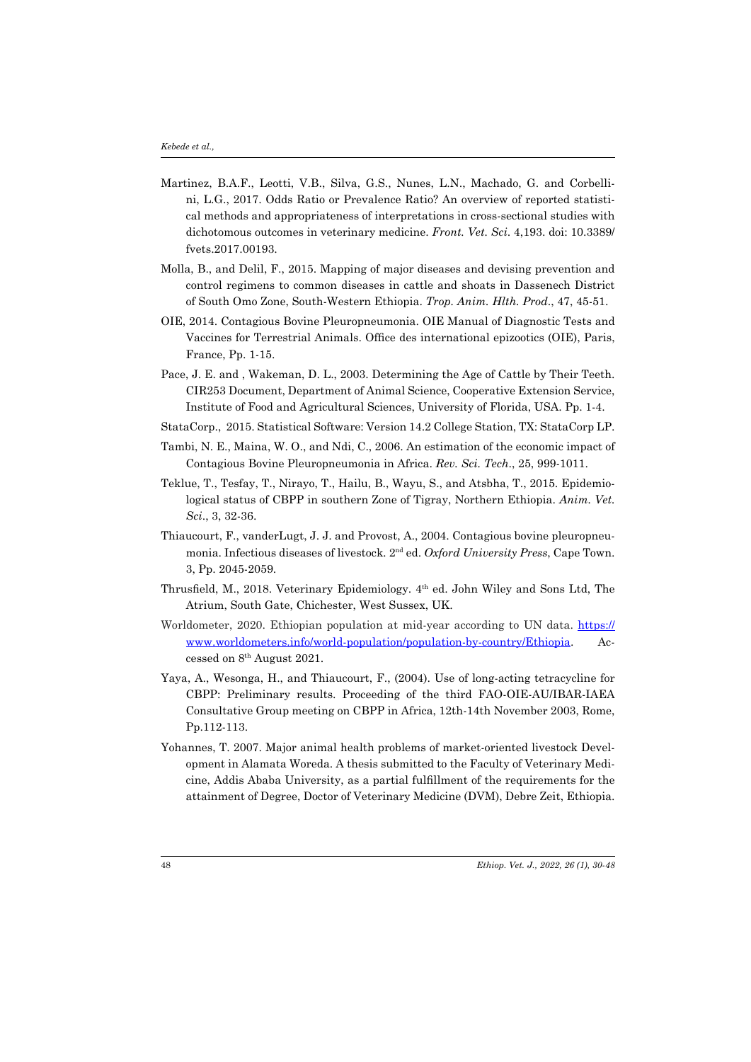Martinez, B.A.F., Leotti, V.B., Silva, G.S., Nunes, L.N., Machado, G. and Corbellini, L.G., 2017. Odds Ratio or Prevalence Ratio? An overview of reported statistical methods and appropriateness of interpretations in cross-sectional studies with dichotomous outcomes in veterinary medicine. *Front. Vet. Sci.* 4,193. doi: 10.3389/fvets.2017.00193.

Molla, B., and Delil, F., 2015. Mapping of major diseases and devising prevention and control regimens to common diseases in cattle and shoats in Dassenech District of South Omo Zone, South-Western Ethiopia. *Trop. Anim. Hlth. Prod*., 47, 45-51.

OIE, 2014. Contagious Bovine Pleuropneumonia. OIE Manual of Diagnostic Tests and Vaccines for Terrestrial Animals. Office des international epizootics (OIE), Paris, France, Pp. 1-15.

Pace, J. E. and , Wakeman, D. L., 2003. Determining the Age of Cattle by Their Teeth. CIR253 Document, Department of Animal Science, Cooperative Extension Service, Institute of Food and Agricultural Sciences, University of Florida, USA. Pp. 1-4.

StataCorp., 2015. Statistical Software: Version 14.2 College Station, TX: StataCorp LP.

Tambi, N. E., Maina, W. O., and Ndi, C., 2006. An estimation of the economic impact of Contagious Bovine Pleuropneumonia in Africa. *Rev. Sci. Tech*., 25, 999-1011.

Teklue, T., Tesfay, T., Nirayo, T., Hailu, B., Wayu, S., and Atsbha, T., 2015. Epidemiological status of CBPP in southern Zone of Tigray, Northern Ethiopia. *Anim. Vet. Sci*., 3, 32-36.

Thiaucourt, F., vanderLugt, J. J. and Provost, A., 2004. Contagious bovine pleuropneumonia. Infectious diseases of livestock. 2nd ed. *Oxford University Press*, Cape Town. 3, Pp. 2045-2059.

Thrusfield, M., 2018. Veterinary Epidemiology. 4th ed. John Wiley and Sons Ltd, The Atrium, South Gate, Chichester, West Sussex, UK.

Worldometer, 2020. Ethiopian population at mid-year according to UN data. https://www.worldometers.info/world-population/population-by-country/Ethiopia. Accessed on 8th August 2021.

Yaya, A., Wesonga, H., and Thiaucourt, F., (2004). Use of long-acting tetracycline for CBPP: Preliminary results. Proceeding of the third FAO-OIE-AU/IBAR-IAEA Consultative Group meeting on CBPP in Africa, 12th-14th November 2003, Rome, Pp.112-113.

Yohannes, T. 2007. Major animal health problems of market-oriented livestock Development in Alamata Woreda. A thesis submitted to the Faculty of Veterinary Medicine, Addis Ababa University, as a partial fulfillment of the requirements for the attainment of Degree, Doctor of Veterinary Medicine (DVM), Debre Zeit, Ethiopia.